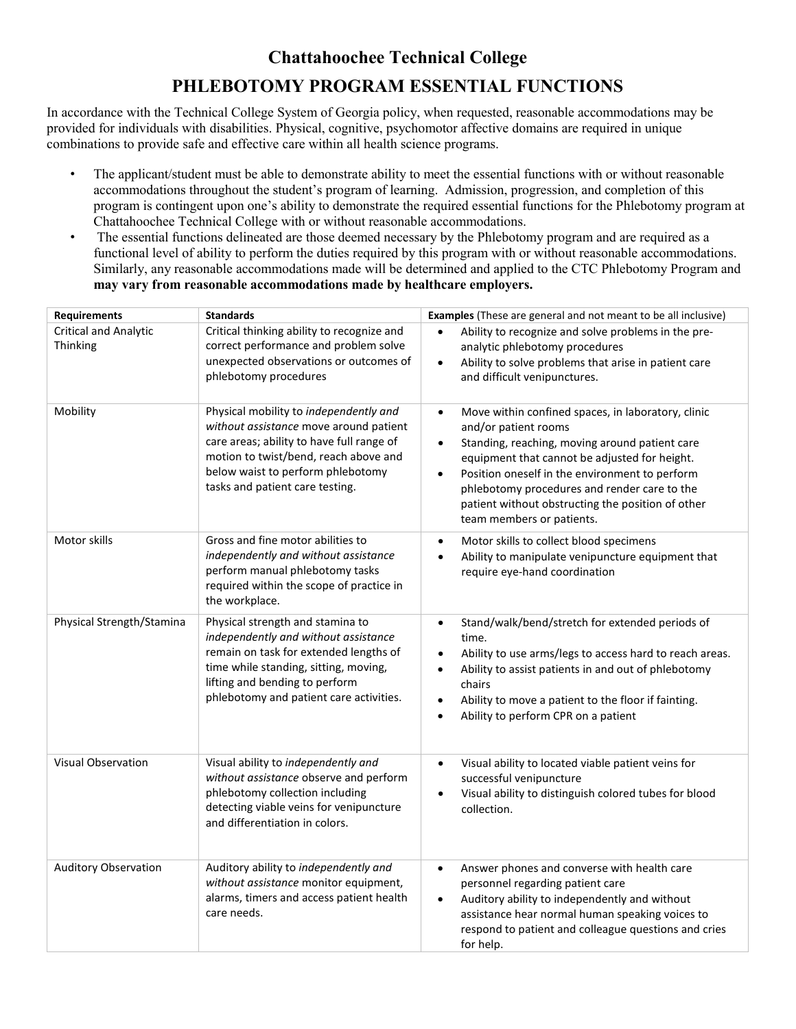# Chattahoochee Technical College

## PHLEBOTOMY PROGRAM ESSENTIAL FUNCTIONS

In accordance with the Technical College System of Georgia policy, when requested, reasonable accommodations may be provided for individuals with disabilities. Physical, cognitive, psychomotor affective domains are required in unique combinations to provide safe and effective care within all health science programs.

- The applicant/student must be able to demonstrate ability to meet the essential functions with or without reasonable accommodations throughout the student's program of learning. Admission, progression, and completion of this program is contingent upon one's ability to demonstrate the required essential functions for the Phlebotomy program at Chattahoochee Technical College with or without reasonable accommodations.
- The essential functions delineated are those deemed necessary by the Phlebotomy program and are required as a functional level of ability to perform the duties required by this program with or without reasonable accommodations. Similarly, any reasonable accommodations made will be determined and applied to the CTC Phlebotomy Program and **may vary from reasonable accommodations made by healthcare employers.**

| **Requirements** | **Standards** | **Examples** (These are general and not meant to be all inclusive) |
|---|---|---|
| Critical and Analytic Thinking | Critical thinking ability to recognize and correct performance and problem solve unexpected observations or outcomes of phlebotomy procedures | • Ability to recognize and solve problems in the pre-analytic phlebotomy procedures<br>• Ability to solve problems that arise in patient care and difficult venipunctures. |
| Mobility | Physical mobility to *independently and without assistance* move around patient care areas; ability to have full range of motion to twist/bend, reach above and below waist to perform phlebotomy tasks and patient care testing. | • Move within confined spaces, in laboratory, clinic and/or patient rooms<br>• Standing, reaching, moving around patient care equipment that cannot be adjusted for height.<br>• Position oneself in the environment to perform phlebotomy procedures and render care to the patient without obstructing the position of other team members or patients. |
| Motor skills | Gross and fine motor abilities to *independently and without assistance* perform manual phlebotomy tasks required within the scope of practice in the workplace. | • Motor skills to collect blood specimens<br>• Ability to manipulate venipuncture equipment that require eye-hand coordination |
| Physical Strength/Stamina | Physical strength and stamina to *independently and without assistance* remain on task for extended lengths of time while standing, sitting, moving, lifting and bending to perform phlebotomy and patient care activities. | • Stand/walk/bend/stretch for extended periods of time.<br>• Ability to use arms/legs to access hard to reach areas.<br>• Ability to assist patients in and out of phlebotomy chairs<br>• Ability to move a patient to the floor if fainting.<br>• Ability to perform CPR on a patient |
| Visual Observation | Visual ability to *independently and without assistance* observe and perform phlebotomy collection including detecting viable veins for venipuncture and differentiation in colors. | • Visual ability to located viable patient veins for successful venipuncture<br>• Visual ability to distinguish colored tubes for blood collection. |
| Auditory Observation | Auditory ability to *independently and without assistance* monitor equipment, alarms, timers and access patient health care needs. | • Answer phones and converse with health care personnel regarding patient care<br>• Auditory ability to independently and without assistance hear normal human speaking voices to respond to patient and colleague questions and cries for help. |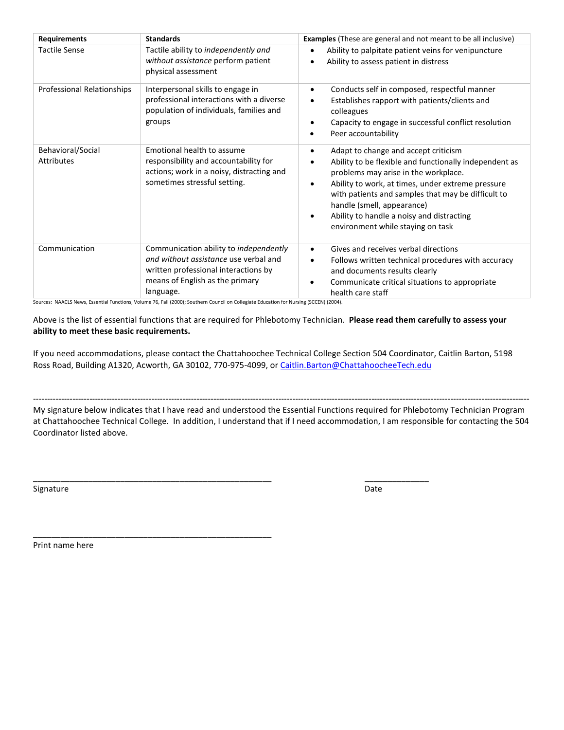| Requirements | Standards | **Examples** (These are general and not meant to be all inclusive) |
|---|---|---|
| Tactile Sense | Tactile ability to *independently and without assistance* perform patient physical assessment | • Ability to palpitate patient veins for venipuncture<br>• Ability to assess patient in distress |
| Professional Relationships | Interpersonal skills to engage in professional interactions with a diverse population of individuals, families and groups | • Conducts self in composed, respectful manner<br>• Establishes rapport with patients/clients and colleagues<br>• Capacity to engage in successful conflict resolution<br>• Peer accountability |
| Behavioral/Social Attributes | Emotional health to assume responsibility and accountability for actions; work in a noisy, distracting and sometimes stressful setting. | • Adapt to change and accept criticism<br>• Ability to be flexible and functionally independent as problems may arise in the workplace.<br>• Ability to work, at times, under extreme pressure with patients and samples that may be difficult to handle (smell, appearance)<br>• Ability to handle a noisy and distracting environment while staying on task |
| Communication | Communication ability to *independently and without assistance* use verbal and written professional interactions by means of English as the primary language. | • Gives and receives verbal directions<br>• Follows written technical procedures with accuracy and documents results clearly<br>• Communicate critical situations to appropriate health care staff |

Sources: NAACLS News, Essential Functions, Volume 76, Fall (2000); Southern Council on Collegiate Education for Nursing (SCCEN) (2004).

Above is the list of essential functions that are required for Phlebotomy Technician. **Please read them carefully to assess your ability to meet these basic requirements.**

If you need accommodations, please contact the Chattahoochee Technical College Section 504 Coordinator, Caitlin Barton, 5198 Ross Road, Building A1320, Acworth, GA 30102, 770-975-4099, or Caitlin.Barton@ChattahoocheeTech.edu

---

My signature below indicates that I have read and understood the Essential Functions required for Phlebotomy Technician Program at Chattahoochee Technical College. In addition, I understand that if I need accommodation, I am responsible for contacting the 504 Coordinator listed above.

_______________________________________________________ _______________

Signature Date

_______________________________________________________

Print name here